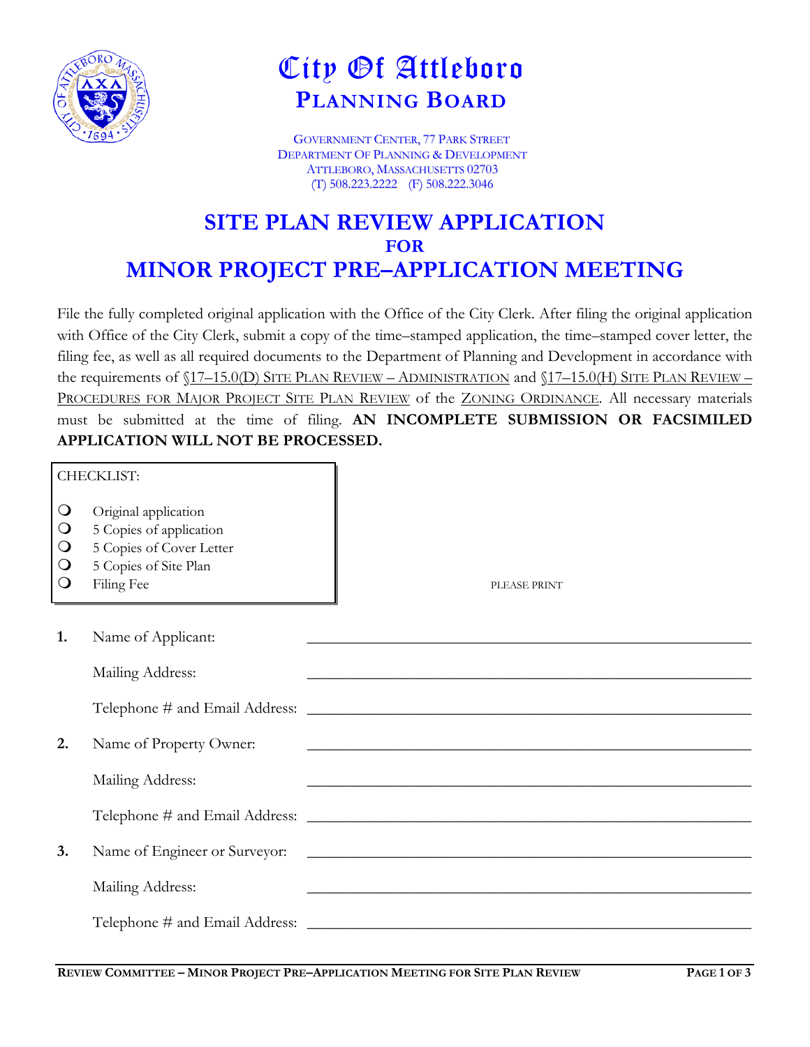# City Of Attleboro
## PLANNING BOARD

GOVERNMENT CENTER, 77 PARK STREET
DEPARTMENT OF PLANNING & DEVELOPMENT
ATTLEBORO, MASSACHUSETTS 02703
(T) 508.223.2222 (F) 508.222.3046

# SITE PLAN REVIEW APPLICATION
## FOR
# MINOR PROJECT PRE–APPLICATION MEETING

File the fully completed original application with the Office of the City Clerk. After filing the original application with Office of the City Clerk, submit a copy of the time–stamped application, the time–stamped cover letter, the filing fee, as well as all required documents to the Department of Planning and Development in accordance with the requirements of §17–15.0(D) SITE PLAN REVIEW – ADMINISTRATION and §17–15.0(H) SITE PLAN REVIEW – PROCEDURES FOR MAJOR PROJECT SITE PLAN REVIEW of the ZONING ORDINANCE. All necessary materials must be submitted at the time of filing. **AN INCOMPLETE SUBMISSION OR FACSIMILED APPLICATION WILL NOT BE PROCESSED.**

CHECKLIST:

- ❍ Original application
- ❍ 5 Copies of application
- ❍ 5 Copies of Cover Letter
- ❍ 5 Copies of Site Plan
- ❍ Filing Fee

PLEASE PRINT

**1.** Name of Applicant: ____________________________________________

Mailing Address: ____________________________________________

Telephone # and Email Address: ____________________________________________

**2.** Name of Property Owner: ____________________________________________

Mailing Address: ____________________________________________

Telephone # and Email Address: ____________________________________________

**3.** Name of Engineer or Surveyor: ____________________________________________

Mailing Address: ____________________________________________

Telephone # and Email Address: ____________________________________________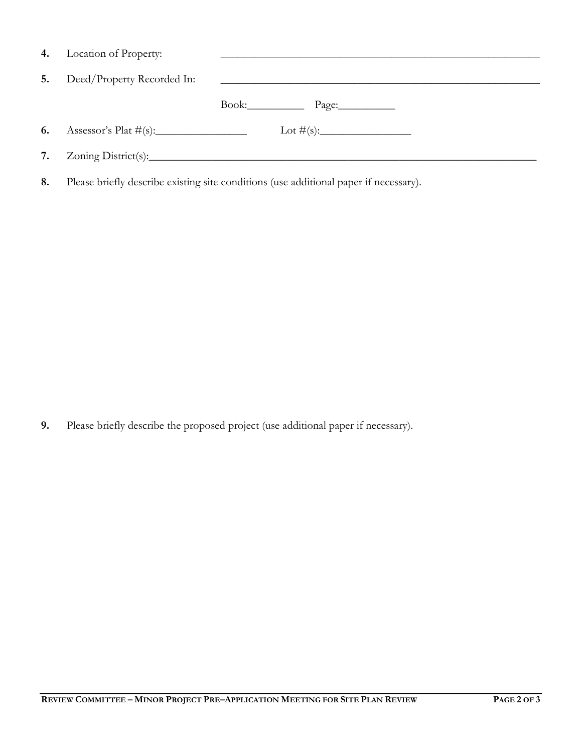4. Location of Property: ____________________________________________________________

5. Deed/Property Recorded In: ____________________________________________________________

   Book:__________ Page:__________

6. Assessor's Plat #(s):________________ Lot #(s):________________

7. Zoning District(s):__________________________________________________________________________

8. Please briefly describe existing site conditions (use additional paper if necessary).

9. Please briefly describe the proposed project (use additional paper if necessary).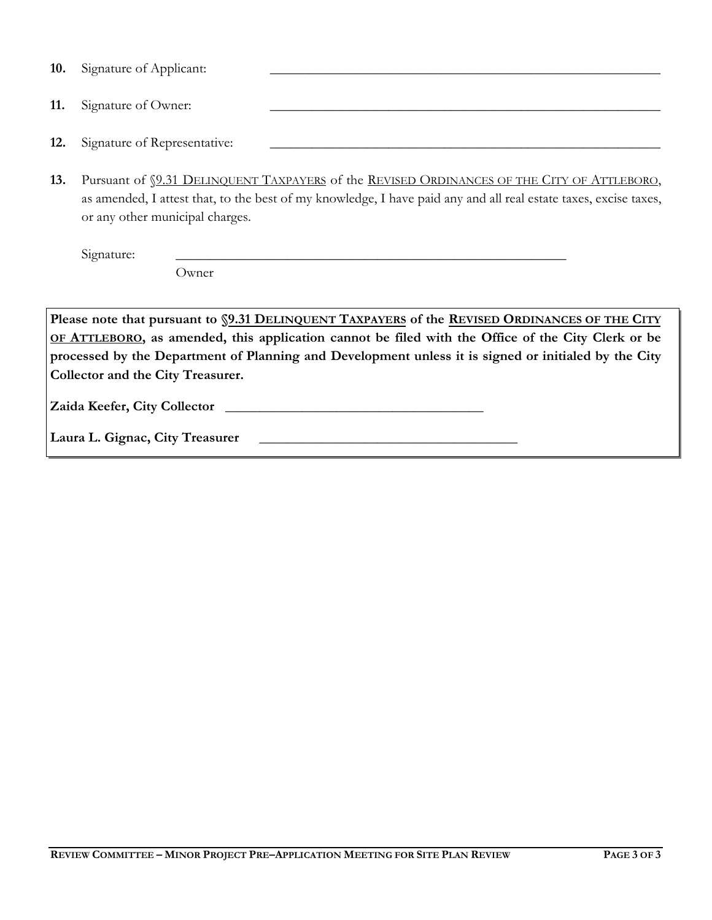10. Signature of Applicant: ____________________________________________

11. Signature of Owner: ____________________________________________

12. Signature of Representative: ____________________________________________

13. Pursuant of §9.31 DELINQUENT TAXPAYERS of the REVISED ORDINANCES OF THE CITY OF ATTLEBORO, as amended, I attest that, to the best of my knowledge, I have paid any and all real estate taxes, excise taxes, or any other municipal charges.

    Signature: ____________________________________________
    Owner

**Please note that pursuant to §9.31 DELINQUENT TAXPAYERS of the REVISED ORDINANCES OF THE CITY OF ATTLEBORO, as amended, this application cannot be filed with the Office of the City Clerk or be processed by the Department of Planning and Development unless it is signed or initialed by the City Collector and the City Treasurer.**

**Zaida Keefer, City Collector** ______________________________

**Laura L. Gignac, City Treasurer** ______________________________